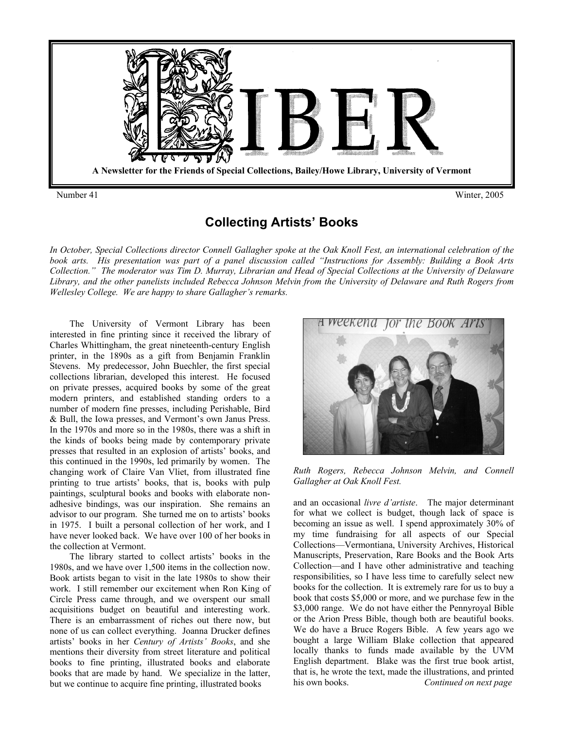# LIBER

**A Newsletter for the Friends of Special Collections, Bailey/Howe Library, University of Vermont**

Number 41 Winter, 2005

## Collecting Artists' Books

*In October, Special Collections director Connell Gallagher spoke at the Oak Knoll Fest, an international celebration of the book arts. His presentation was part of a panel discussion called "Instructions for Assembly: Building a Book Arts Collection." The moderator was Tim D. Murray, Librarian and Head of Special Collections at the University of Delaware Library, and the other panelists included Rebecca Johnson Melvin from the University of Delaware and Ruth Rogers from Wellesley College. We are happy to share Gallagher's remarks.*

The University of Vermont Library has been interested in fine printing since it received the library of Charles Whittingham, the great nineteenth-century English printer, in the 1890s as a gift from Benjamin Franklin Stevens. My predecessor, John Buechler, the first special collections librarian, developed this interest. He focused on private presses, acquired books by some of the great modern printers, and established standing orders to a number of modern fine presses, including Perishable, Bird & Bull, the Iowa presses, and Vermont's own Janus Press. In the 1970s and more so in the 1980s, there was a shift in the kinds of books being made by contemporary private presses that resulted in an explosion of artists' books, and this continued in the 1990s, led primarily by women. The changing work of Claire Van Vliet, from illustrated fine printing to true artists' books, that is, books with pulp paintings, sculptural books and books with elaborate non-adhesive bindings, was our inspiration. She remains an advisor to our program. She turned me on to artists' books in 1975. I built a personal collection of her work, and I have never looked back. We have over 100 of her books in the collection at Vermont.

The library started to collect artists' books in the 1980s, and we have over 1,500 items in the collection now. Book artists began to visit in the late 1980s to show their work. I still remember our excitement when Ron King of Circle Press came through, and we overspent our small acquisitions budget on beautiful and interesting work. There is an embarrassment of riches out there now, but none of us can collect everything. Joanna Drucker defines artists' books in her *Century of Artists' Books*, and she mentions their diversity from street literature and political books to fine printing, illustrated books and elaborate books that are made by hand. We specialize in the latter, but we continue to acquire fine printing, illustrated books and an occasional *livre d'artiste*. The major determinant for what we collect is budget, though lack of space is becoming an issue as well. I spend approximately 30% of my time fundraising for all aspects of our Special Collections—Vermontiana, University Archives, Historical Manuscripts, Preservation, Rare Books and the Book Arts Collection—and I have other administrative and teaching responsibilities, so I have less time to carefully select new books for the collection. It is extremely rare for us to buy a book that costs $5,000 or more, and we purchase few in the $3,000 range. We do not have either the Pennyroyal Bible or the Arion Press Bible, though both are beautiful books. We do have a Bruce Rogers Bible. A few years ago we bought a large William Blake collection that appeared locally thanks to funds made available by the UVM English department. Blake was the first true book artist, that is, he wrote the text, made the illustrations, and printed his own books.

*Ruth Rogers, Rebecca Johnson Melvin, and Connell Gallagher at Oak Knoll Fest.*

*Continued on next page*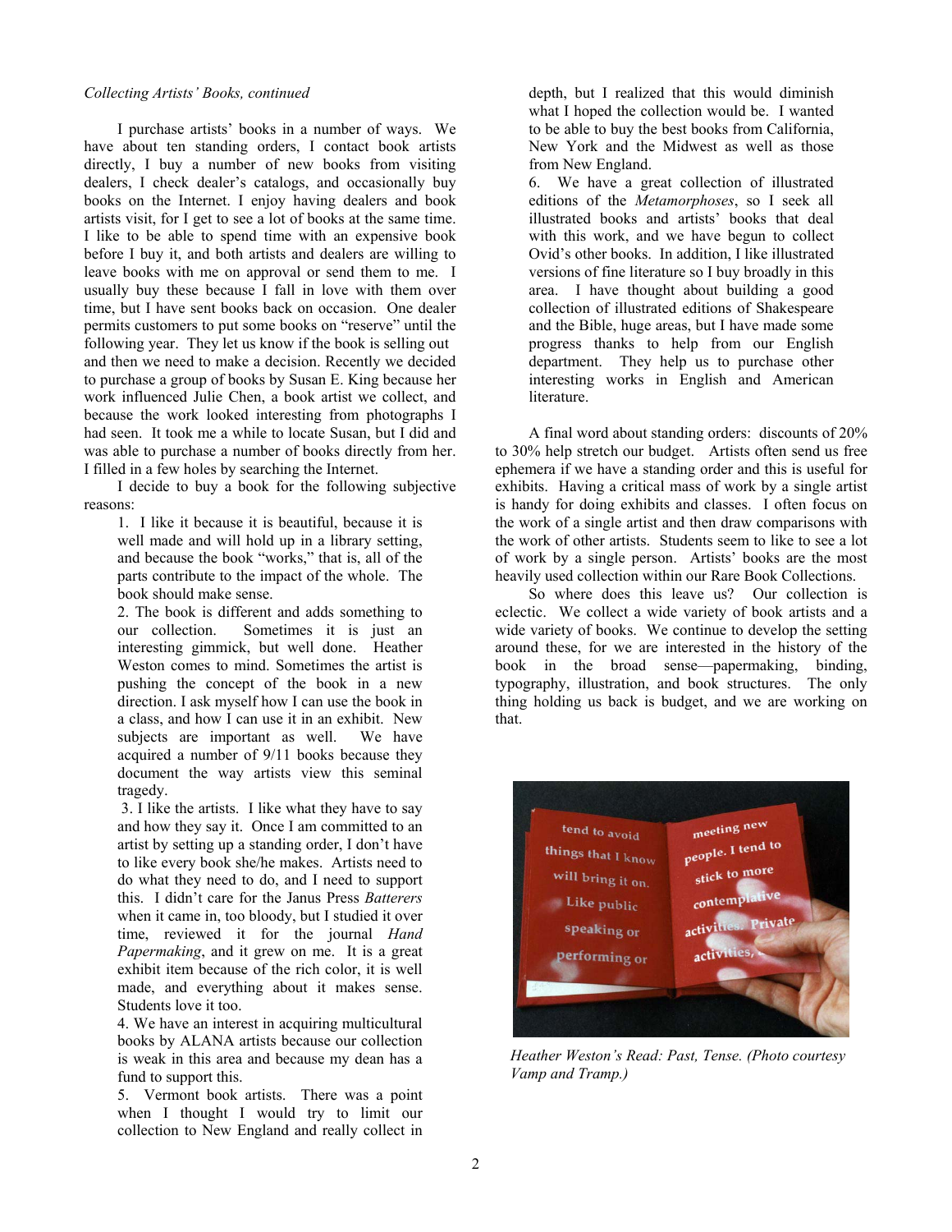*Collecting Artists' Books, continued*

I purchase artists' books in a number of ways. We have about ten standing orders, I contact book artists directly, I buy a number of new books from visiting dealers, I check dealer's catalogs, and occasionally buy books on the Internet. I enjoy having dealers and book artists visit, for I get to see a lot of books at the same time. I like to be able to spend time with an expensive book before I buy it, and both artists and dealers are willing to leave books with me on approval or send them to me. I usually buy these because I fall in love with them over time, but I have sent books back on occasion. One dealer permits customers to put some books on "reserve" until the following year. They let us know if the book is selling out and then we need to make a decision. Recently we decided to purchase a group of books by Susan E. King because her work influenced Julie Chen, a book artist we collect, and because the work looked interesting from photographs I had seen. It took me a while to locate Susan, but I did and was able to purchase a number of books directly from her. I filled in a few holes by searching the Internet.

I decide to buy a book for the following subjective reasons:

1. I like it because it is beautiful, because it is well made and will hold up in a library setting, and because the book "works," that is, all of the parts contribute to the impact of the whole. The book should make sense.
2. The book is different and adds something to our collection. Sometimes it is just an interesting gimmick, but well done. Heather Weston comes to mind. Sometimes the artist is pushing the concept of the book in a new direction. I ask myself how I can use the book in a class, and how I can use it in an exhibit. New subjects are important as well. We have acquired a number of 9/11 books because they document the way artists view this seminal tragedy.
3. I like the artists. I like what they have to say and how they say it. Once I am committed to an artist by setting up a standing order, I don't have to like every book she/he makes. Artists need to do what they need to do, and I need to support this. I didn't care for the Janus Press *Batterers* when it came in, too bloody, but I studied it over time, reviewed it for the journal *Hand Papermaking*, and it grew on me. It is a great exhibit item because of the rich color, it is well made, and everything about it makes sense. Students love it too.
4. We have an interest in acquiring multicultural books by ALANA artists because our collection is weak in this area and because my dean has a fund to support this.
5. Vermont book artists. There was a point when I thought I would try to limit our collection to New England and really collect in depth, but I realized that this would diminish what I hoped the collection would be. I wanted to be able to buy the best books from California, New York and the Midwest as well as those from New England.
6. We have a great collection of illustrated editions of the *Metamorphoses*, so I seek all illustrated books and artists' books that deal with this work, and we have begun to collect Ovid's other books. In addition, I like illustrated versions of fine literature so I buy broadly in this area. I have thought about building a good collection of illustrated editions of Shakespeare and the Bible, huge areas, but I have made some progress thanks to help from our English department. They help us to purchase other interesting works in English and American literature.

A final word about standing orders: discounts of 20% to 30% help stretch our budget. Artists often send us free ephemera if we have a standing order and this is useful for exhibits. Having a critical mass of work by a single artist is handy for doing exhibits and classes. I often focus on the work of a single artist and then draw comparisons with the work of other artists. Students seem to like to see a lot of work by a single person. Artists' books are the most heavily used collection within our Rare Book Collections.

So where does this leave us? Our collection is eclectic. We collect a wide variety of book artists and a wide variety of books. We continue to develop the setting around these, for we are interested in the history of the book in the broad sense—papermaking, binding, typography, illustration, and book structures. The only thing holding us back is budget, and we are working on that.

*Heather Weston's Read: Past, Tense. (Photo courtesy Vamp and Tramp.)*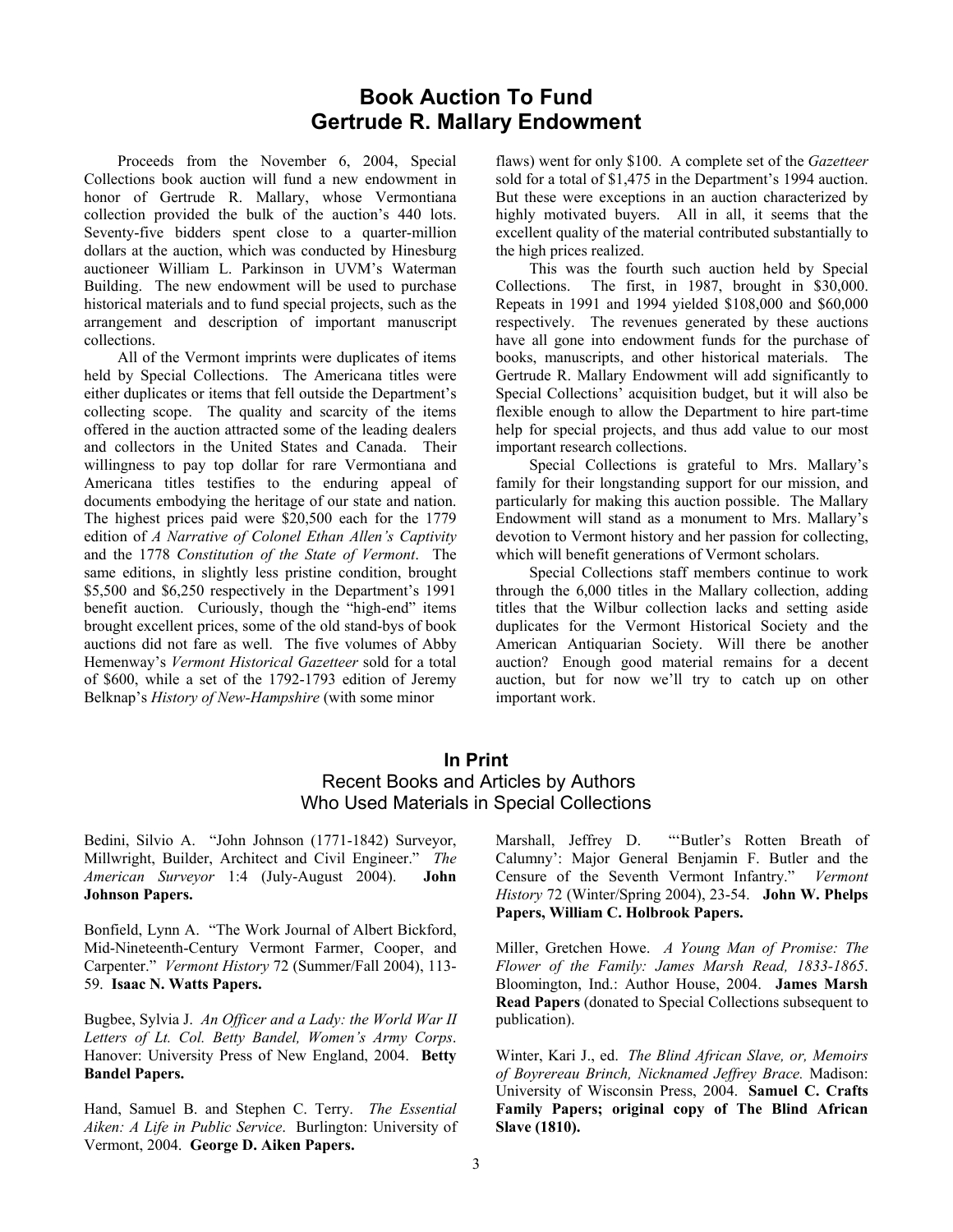# Book Auction To Fund Gertrude R. Mallary Endowment

Proceeds from the November 6, 2004, Special Collections book auction will fund a new endowment in honor of Gertrude R. Mallary, whose Vermontiana collection provided the bulk of the auction's 440 lots. Seventy-five bidders spent close to a quarter-million dollars at the auction, which was conducted by Hinesburg auctioneer William L. Parkinson in UVM's Waterman Building. The new endowment will be used to purchase historical materials and to fund special projects, such as the arrangement and description of important manuscript collections.

All of the Vermont imprints were duplicates of items held by Special Collections. The Americana titles were either duplicates or items that fell outside the Department's collecting scope. The quality and scarcity of the items offered in the auction attracted some of the leading dealers and collectors in the United States and Canada. Their willingness to pay top dollar for rare Vermontiana and Americana titles testifies to the enduring appeal of documents embodying the heritage of our state and nation. The highest prices paid were $20,500 each for the 1779 edition of *A Narrative of Colonel Ethan Allen's Captivity* and the 1778 *Constitution of the State of Vermont*. The same editions, in slightly less pristine condition, brought $5,500 and $6,250 respectively in the Department's 1991 benefit auction. Curiously, though the "high-end" items brought excellent prices, some of the old stand-bys of book auctions did not fare as well. The five volumes of Abby Hemenway's *Vermont Historical Gazetteer* sold for a total of $600, while a set of the 1792-1793 edition of Jeremy Belknap's *History of New-Hampshire* (with some minor flaws) went for only $100. A complete set of the *Gazetteer* sold for a total of $1,475 in the Department's 1994 auction. But these were exceptions in an auction characterized by highly motivated buyers. All in all, it seems that the excellent quality of the material contributed substantially to the high prices realized.

This was the fourth such auction held by Special Collections. The first, in 1987, brought in $30,000. Repeats in 1991 and 1994 yielded $108,000 and $60,000 respectively. The revenues generated by these auctions have all gone into endowment funds for the purchase of books, manuscripts, and other historical materials. The Gertrude R. Mallary Endowment will add significantly to Special Collections' acquisition budget, but it will also be flexible enough to allow the Department to hire part-time help for special projects, and thus add value to our most important research collections.

Special Collections is grateful to Mrs. Mallary's family for their longstanding support for our mission, and particularly for making this auction possible. The Mallary Endowment will stand as a monument to Mrs. Mallary's devotion to Vermont history and her passion for collecting, which will benefit generations of Vermont scholars.

Special Collections staff members continue to work through the 6,000 titles in the Mallary collection, adding titles that the Wilbur collection lacks and setting aside duplicates for the Vermont Historical Society and the American Antiquarian Society. Will there be another auction? Enough good material remains for a decent auction, but for now we'll try to catch up on other important work.

# In Print

## Recent Books and Articles by Authors Who Used Materials in Special Collections

Bedini, Silvio A. "John Johnson (1771-1842) Surveyor, Millwright, Builder, Architect and Civil Engineer." *The American Surveyor* 1:4 (July-August 2004). **John Johnson Papers.**

Bonfield, Lynn A. "The Work Journal of Albert Bickford, Mid-Nineteenth-Century Vermont Farmer, Cooper, and Carpenter." *Vermont History* 72 (Summer/Fall 2004), 113-59. **Isaac N. Watts Papers.**

Bugbee, Sylvia J. *An Officer and a Lady: the World War II Letters of Lt. Col. Betty Bandel, Women's Army Corps*. Hanover: University Press of New England, 2004. **Betty Bandel Papers.**

Hand, Samuel B. and Stephen C. Terry. *The Essential Aiken: A Life in Public Service*. Burlington: University of Vermont, 2004. **George D. Aiken Papers.**

Marshall, Jeffrey D. "'Butler's Rotten Breath of Calumny': Major General Benjamin F. Butler and the Censure of the Seventh Vermont Infantry." *Vermont History* 72 (Winter/Spring 2004), 23-54. **John W. Phelps Papers, William C. Holbrook Papers.**

Miller, Gretchen Howe. *A Young Man of Promise: The Flower of the Family: James Marsh Read, 1833-1865*. Bloomington, Ind.: Author House, 2004. **James Marsh Read Papers** (donated to Special Collections subsequent to publication).

Winter, Kari J., ed. *The Blind African Slave, or, Memoirs of Boyrereau Brinch, Nicknamed Jeffrey Brace.* Madison: University of Wisconsin Press, 2004. **Samuel C. Crafts Family Papers; original copy of The Blind African Slave (1810).**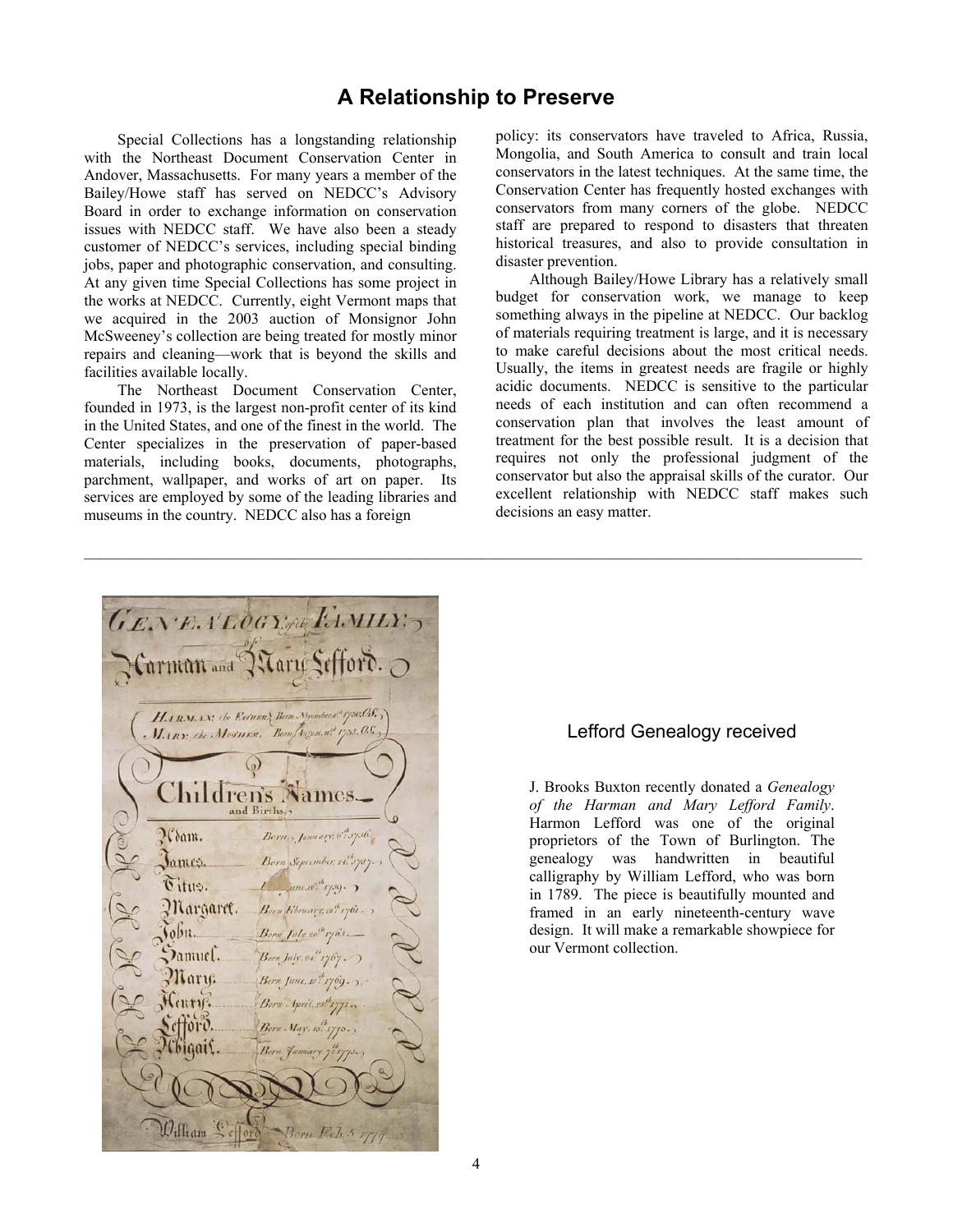# A Relationship to Preserve

Special Collections has a longstanding relationship with the Northeast Document Conservation Center in Andover, Massachusetts. For many years a member of the Bailey/Howe staff has served on NEDCC's Advisory Board in order to exchange information on conservation issues with NEDCC staff. We have also been a steady customer of NEDCC's services, including special binding jobs, paper and photographic conservation, and consulting. At any given time Special Collections has some project in the works at NEDCC. Currently, eight Vermont maps that we acquired in the 2003 auction of Monsignor John McSweeney's collection are being treated for mostly minor repairs and cleaning—work that is beyond the skills and facilities available locally.

The Northeast Document Conservation Center, founded in 1973, is the largest non-profit center of its kind in the United States, and one of the finest in the world. The Center specializes in the preservation of paper-based materials, including books, documents, photographs, parchment, wallpaper, and works of art on paper. Its services are employed by some of the leading libraries and museums in the country. NEDCC also has a foreign policy: its conservators have traveled to Africa, Russia, Mongolia, and South America to consult and train local conservators in the latest techniques. At the same time, the Conservation Center has frequently hosted exchanges with conservators from many corners of the globe. NEDCC staff are prepared to respond to disasters that threaten historical treasures, and also to provide consultation in disaster prevention.

Although Bailey/Howe Library has a relatively small budget for conservation work, we manage to keep something always in the pipeline at NEDCC. Our backlog of materials requiring treatment is large, and it is necessary to make careful decisions about the most critical needs. Usually, the items in greatest needs are fragile or highly acidic documents. NEDCC is sensitive to the particular needs of each institution and can often recommend a conservation plan that involves the least amount of treatment for the best possible result. It is a decision that requires not only the professional judgment of the conservator but also the appraisal skills of the curator. Our excellent relationship with NEDCC staff makes such decisions an easy matter.

---

## Lefford Genealogy received

J. Brooks Buxton recently donated a *Genealogy of the Harman and Mary Lefford Family*. Harmon Lefford was one of the original proprietors of the Town of Burlington. The genealogy was handwritten in beautiful calligraphy by William Lefford, who was born in 1789. The piece is beautifully mounted and framed in an early nineteenth-century wave design. It will make a remarkable showpiece for our Vermont collection.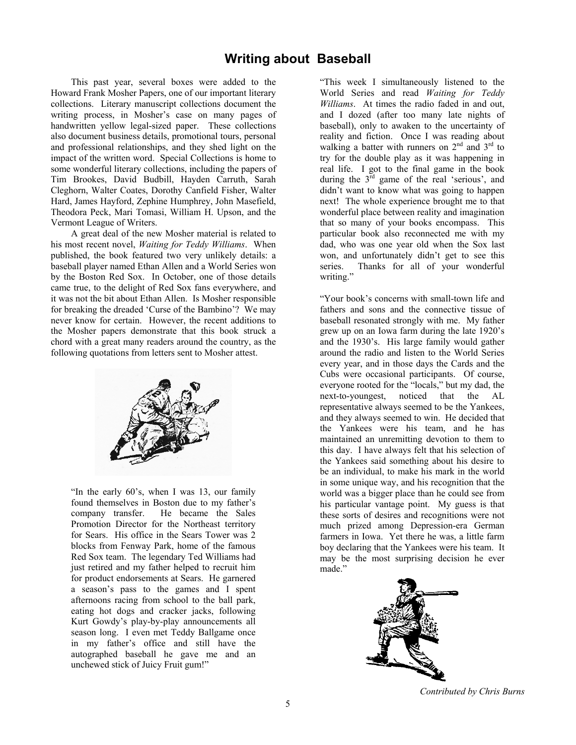## Writing about Baseball

This past year, several boxes were added to the Howard Frank Mosher Papers, one of our important literary collections. Literary manuscript collections document the writing process, in Mosher's case on many pages of handwritten yellow legal-sized paper. These collections also document business details, promotional tours, personal and professional relationships, and they shed light on the impact of the written word. Special Collections is home to some wonderful literary collections, including the papers of Tim Brookes, David Budbill, Hayden Carruth, Sarah Cleghorn, Walter Coates, Dorothy Canfield Fisher, Walter Hard, James Hayford, Zephine Humphrey, John Masefield, Theodora Peck, Mari Tomasi, William H. Upson, and the Vermont League of Writers.

A great deal of the new Mosher material is related to his most recent novel, *Waiting for Teddy Williams*. When published, the book featured two very unlikely details: a baseball player named Ethan Allen and a World Series won by the Boston Red Sox. In October, one of those details came true, to the delight of Red Sox fans everywhere, and it was not the bit about Ethan Allen. Is Mosher responsible for breaking the dreaded 'Curse of the Bambino'? We may never know for certain. However, the recent additions to the Mosher papers demonstrate that this book struck a chord with a great many readers around the country, as the following quotations from letters sent to Mosher attest.

> "In the early 60's, when I was 13, our family found themselves in Boston due to my father's company transfer. He became the Sales Promotion Director for the Northeast territory for Sears. His office in the Sears Tower was 2 blocks from Fenway Park, home of the famous Red Sox team. The legendary Ted Williams had just retired and my father helped to recruit him for product endorsements at Sears. He garnered a season's pass to the games and I spent afternoons racing from school to the ball park, eating hot dogs and cracker jacks, following Kurt Gowdy's play-by-play announcements all season long. I even met Teddy Ballgame once in my father's office and still have the autographed baseball he gave me and an unchewed stick of Juicy Fruit gum!"

> "This week I simultaneously listened to the World Series and read *Waiting for Teddy Williams*. At times the radio faded in and out, and I dozed (after too many late nights of baseball), only to awaken to the uncertainty of reality and fiction. Once I was reading about walking a batter with runners on 2nd and 3rd to try for the double play as it was happening in real life. I got to the final game in the book during the 3rd game of the real 'serious', and didn't want to know what was going to happen next! The whole experience brought me to that wonderful place between reality and imagination that so many of your books encompass. This particular book also reconnected me with my dad, who was one year old when the Sox last won, and unfortunately didn't get to see this series. Thanks for all of your wonderful writing."

> "Your book's concerns with small-town life and fathers and sons and the connective tissue of baseball resonated strongly with me. My father grew up on an Iowa farm during the late 1920's and the 1930's. His large family would gather around the radio and listen to the World Series every year, and in those days the Cards and the Cubs were occasional participants. Of course, everyone rooted for the "locals," but my dad, the next-to-youngest, noticed that the AL representative always seemed to be the Yankees, and they always seemed to win. He decided that the Yankees were his team, and he has maintained an unremitting devotion to them to this day. I have always felt that his selection of the Yankees said something about his desire to be an individual, to make his mark in the world in some unique way, and his recognition that the world was a bigger place than he could see from his particular vantage point. My guess is that these sorts of desires and recognitions were not much prized among Depression-era German farmers in Iowa. Yet there he was, a little farm boy declaring that the Yankees were his team. It may be the most surprising decision he ever made."

*Contributed by Chris Burns*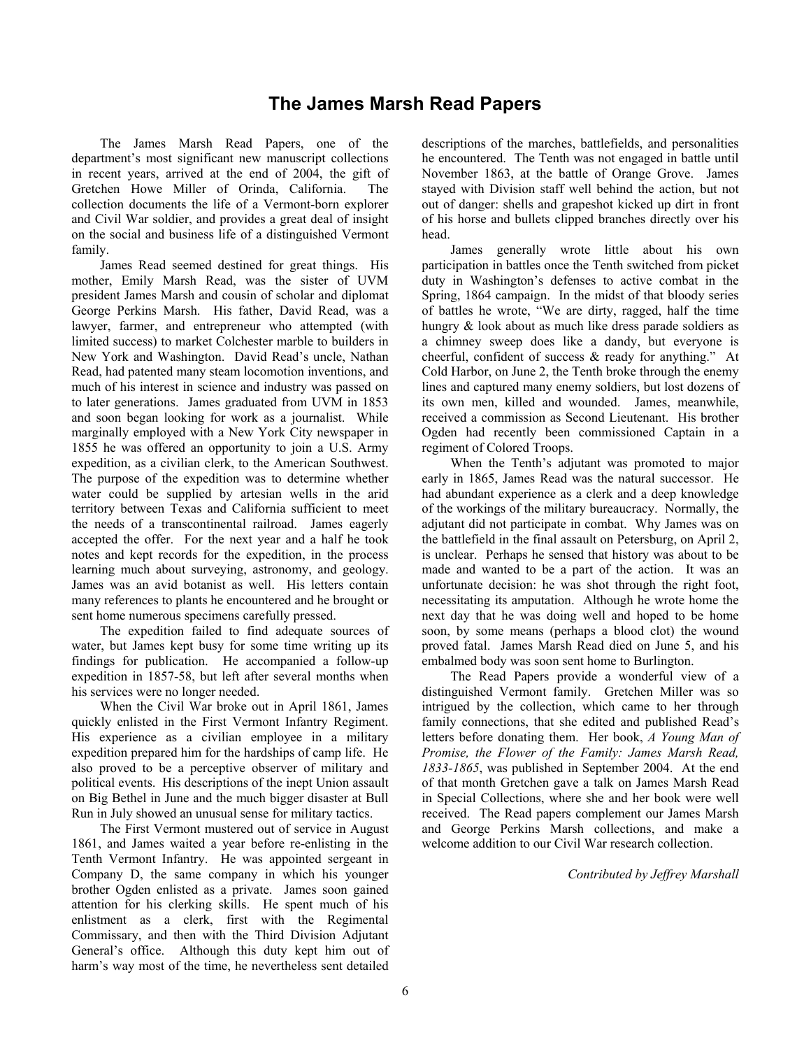# The James Marsh Read Papers

The James Marsh Read Papers, one of the department's most significant new manuscript collections in recent years, arrived at the end of 2004, the gift of Gretchen Howe Miller of Orinda, California. The collection documents the life of a Vermont-born explorer and Civil War soldier, and provides a great deal of insight on the social and business life of a distinguished Vermont family.

James Read seemed destined for great things. His mother, Emily Marsh Read, was the sister of UVM president James Marsh and cousin of scholar and diplomat George Perkins Marsh. His father, David Read, was a lawyer, farmer, and entrepreneur who attempted (with limited success) to market Colchester marble to builders in New York and Washington. David Read's uncle, Nathan Read, had patented many steam locomotion inventions, and much of his interest in science and industry was passed on to later generations. James graduated from UVM in 1853 and soon began looking for work as a journalist. While marginally employed with a New York City newspaper in 1855 he was offered an opportunity to join a U.S. Army expedition, as a civilian clerk, to the American Southwest. The purpose of the expedition was to determine whether water could be supplied by artesian wells in the arid territory between Texas and California sufficient to meet the needs of a transcontinental railroad. James eagerly accepted the offer. For the next year and a half he took notes and kept records for the expedition, in the process learning much about surveying, astronomy, and geology. James was an avid botanist as well. His letters contain many references to plants he encountered and he brought or sent home numerous specimens carefully pressed.

The expedition failed to find adequate sources of water, but James kept busy for some time writing up its findings for publication. He accompanied a follow-up expedition in 1857-58, but left after several months when his services were no longer needed.

When the Civil War broke out in April 1861, James quickly enlisted in the First Vermont Infantry Regiment. His experience as a civilian employee in a military expedition prepared him for the hardships of camp life. He also proved to be a perceptive observer of military and political events. His descriptions of the inept Union assault on Big Bethel in June and the much bigger disaster at Bull Run in July showed an unusual sense for military tactics.

The First Vermont mustered out of service in August 1861, and James waited a year before re-enlisting in the Tenth Vermont Infantry. He was appointed sergeant in Company D, the same company in which his younger brother Ogden enlisted as a private. James soon gained attention for his clerking skills. He spent much of his enlistment as a clerk, first with the Regimental Commissary, and then with the Third Division Adjutant General's office. Although this duty kept him out of harm's way most of the time, he nevertheless sent detailed descriptions of the marches, battlefields, and personalities he encountered. The Tenth was not engaged in battle until November 1863, at the battle of Orange Grove. James stayed with Division staff well behind the action, but not out of danger: shells and grapeshot kicked up dirt in front of his horse and bullets clipped branches directly over his head.

James generally wrote little about his own participation in battles once the Tenth switched from picket duty in Washington's defenses to active combat in the Spring, 1864 campaign. In the midst of that bloody series of battles he wrote, "We are dirty, ragged, half the time hungry & look about as much like dress parade soldiers as a chimney sweep does like a dandy, but everyone is cheerful, confident of success & ready for anything." At Cold Harbor, on June 2, the Tenth broke through the enemy lines and captured many enemy soldiers, but lost dozens of its own men, killed and wounded. James, meanwhile, received a commission as Second Lieutenant. His brother Ogden had recently been commissioned Captain in a regiment of Colored Troops.

When the Tenth's adjutant was promoted to major early in 1865, James Read was the natural successor. He had abundant experience as a clerk and a deep knowledge of the workings of the military bureaucracy. Normally, the adjutant did not participate in combat. Why James was on the battlefield in the final assault on Petersburg, on April 2, is unclear. Perhaps he sensed that history was about to be made and wanted to be a part of the action. It was an unfortunate decision: he was shot through the right foot, necessitating its amputation. Although he wrote home the next day that he was doing well and hoped to be home soon, by some means (perhaps a blood clot) the wound proved fatal. James Marsh Read died on June 5, and his embalmed body was soon sent home to Burlington.

The Read Papers provide a wonderful view of a distinguished Vermont family. Gretchen Miller was so intrigued by the collection, which came to her through family connections, that she edited and published Read's letters before donating them. Her book, *A Young Man of Promise, the Flower of the Family: James Marsh Read, 1833-1865*, was published in September 2004. At the end of that month Gretchen gave a talk on James Marsh Read in Special Collections, where she and her book were well received. The Read papers complement our James Marsh and George Perkins Marsh collections, and make a welcome addition to our Civil War research collection.

*Contributed by Jeffrey Marshall*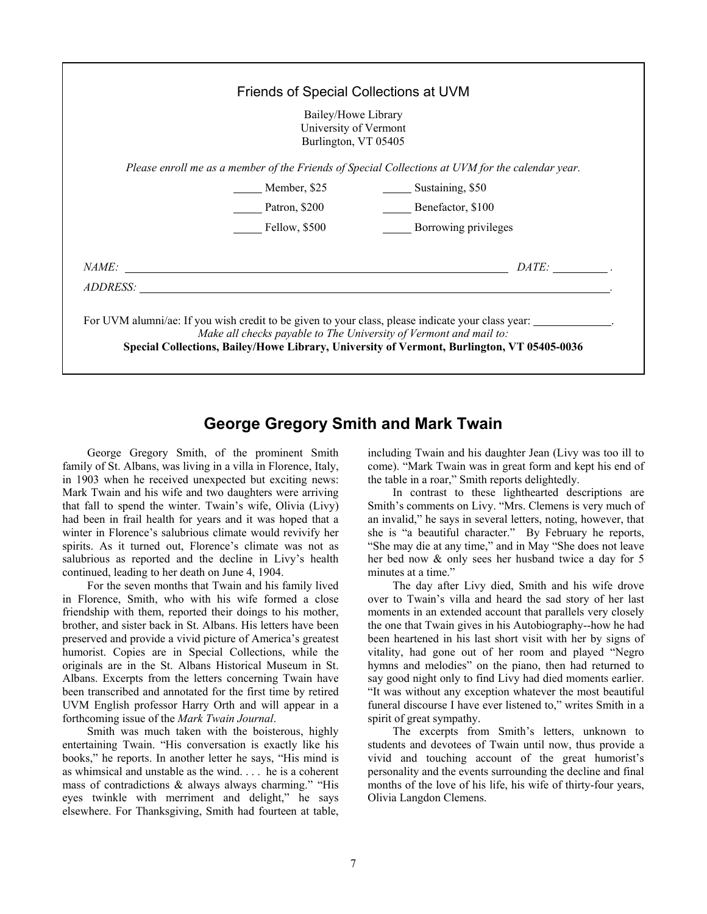## Friends of Special Collections at UVM

Bailey/Howe Library
University of Vermont
Burlington, VT 05405

*Please enroll me as a member of the Friends of Special Collections at UVM for the calendar year.*

_____ Member, $25 _____ Sustaining, $50

_____ Patron, $200 _____ Benefactor, $100

_____ Fellow, $500 _____ Borrowing privileges

*NAME:* ____________________ *DATE:* __________.

*ADDRESS:* ____________________.

For UVM alumni/ae: If you wish credit to be given to your class, please indicate your class year: ______________.

*Make all checks payable to The University of Vermont and mail to:*

**Special Collections, Bailey/Howe Library, University of Vermont, Burlington, VT 05405-0036**

# George Gregory Smith and Mark Twain

George Gregory Smith, of the prominent Smith family of St. Albans, was living in a villa in Florence, Italy, in 1903 when he received unexpected but exciting news: Mark Twain and his wife and two daughters were arriving that fall to spend the winter. Twain's wife, Olivia (Livy) had been in frail health for years and it was hoped that a winter in Florence's salubrious climate would revivify her spirits. As it turned out, Florence's climate was not as salubrious as reported and the decline in Livy's health continued, leading to her death on June 4, 1904.

For the seven months that Twain and his family lived in Florence, Smith, who with his wife formed a close friendship with them, reported their doings to his mother, brother, and sister back in St. Albans. His letters have been preserved and provide a vivid picture of America's greatest humorist. Copies are in Special Collections, while the originals are in the St. Albans Historical Museum in St. Albans. Excerpts from the letters concerning Twain have been transcribed and annotated for the first time by retired UVM English professor Harry Orth and will appear in a forthcoming issue of the *Mark Twain Journal*.

Smith was much taken with the boisterous, highly entertaining Twain. "His conversation is exactly like his books," he reports. In another letter he says, "His mind is as whimsical and unstable as the wind. . . . he is a coherent mass of contradictions & always always charming." "His eyes twinkle with merriment and delight," he says elsewhere. For Thanksgiving, Smith had fourteen at table, including Twain and his daughter Jean (Livy was too ill to come). "Mark Twain was in great form and kept his end of the table in a roar," Smith reports delightedly.

In contrast to these lighthearted descriptions are Smith's comments on Livy. "Mrs. Clemens is very much of an invalid," he says in several letters, noting, however, that she is "a beautiful character." By February he reports, "She may die at any time," and in May "She does not leave her bed now & only sees her husband twice a day for 5 minutes at a time."

The day after Livy died, Smith and his wife drove over to Twain's villa and heard the sad story of her last moments in an extended account that parallels very closely the one that Twain gives in his Autobiography--how he had been heartened in his last short visit with her by signs of vitality, had gone out of her room and played "Negro hymns and melodies" on the piano, then had returned to say good night only to find Livy had died moments earlier. "It was without any exception whatever the most beautiful funeral discourse I have ever listened to," writes Smith in a spirit of great sympathy.

The excerpts from Smith's letters, unknown to students and devotees of Twain until now, thus provide a vivid and touching account of the great humorist's personality and the events surrounding the decline and final months of the love of his life, his wife of thirty-four years, Olivia Langdon Clemens.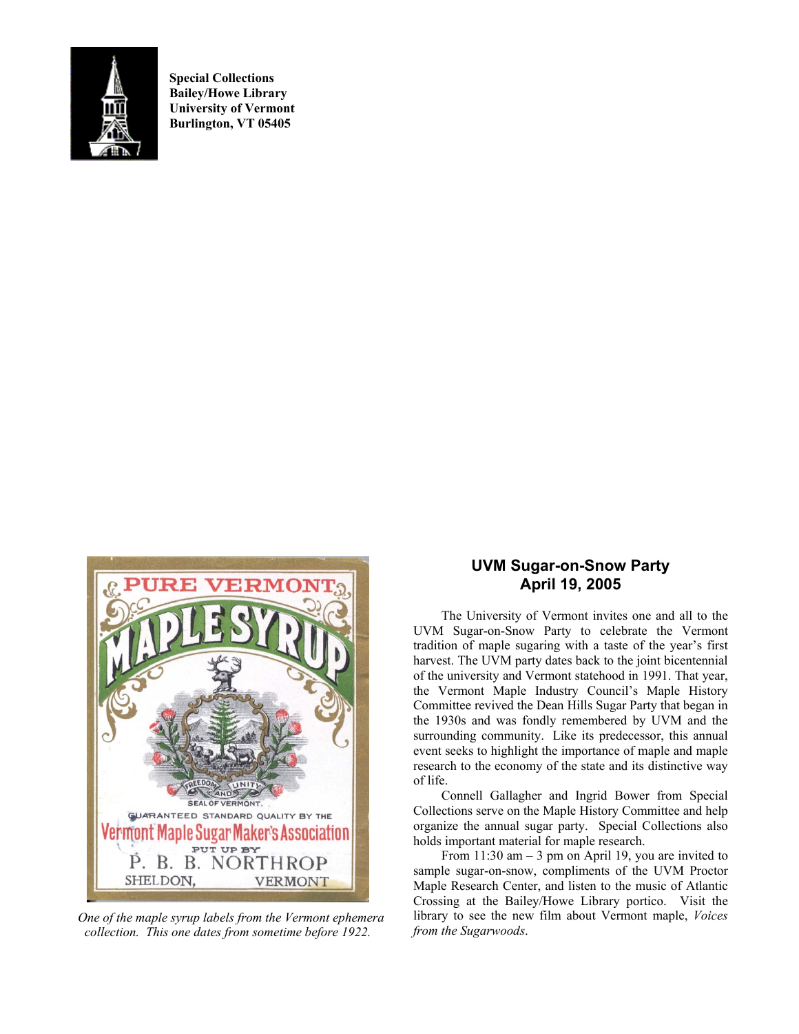**Special Collections**
**Bailey/Howe Library**
**University of Vermont**
**Burlington, VT 05405**

*One of the maple syrup labels from the Vermont ephemera collection. This one dates from sometime before 1922.*

## UVM Sugar-on-Snow Party
## April 19, 2005

The University of Vermont invites one and all to the UVM Sugar-on-Snow Party to celebrate the Vermont tradition of maple sugaring with a taste of the year's first harvest. The UVM party dates back to the joint bicentennial of the university and Vermont statehood in 1991. That year, the Vermont Maple Industry Council's Maple History Committee revived the Dean Hills Sugar Party that began in the 1930s and was fondly remembered by UVM and the surrounding community. Like its predecessor, this annual event seeks to highlight the importance of maple and maple research to the economy of the state and its distinctive way of life.

Connell Gallagher and Ingrid Bower from Special Collections serve on the Maple History Committee and help organize the annual sugar party. Special Collections also holds important material for maple research.

From 11:30 am – 3 pm on April 19, you are invited to sample sugar-on-snow, compliments of the UVM Proctor Maple Research Center, and listen to the music of Atlantic Crossing at the Bailey/Howe Library portico. Visit the library to see the new film about Vermont maple, *Voices from the Sugarwoods*.